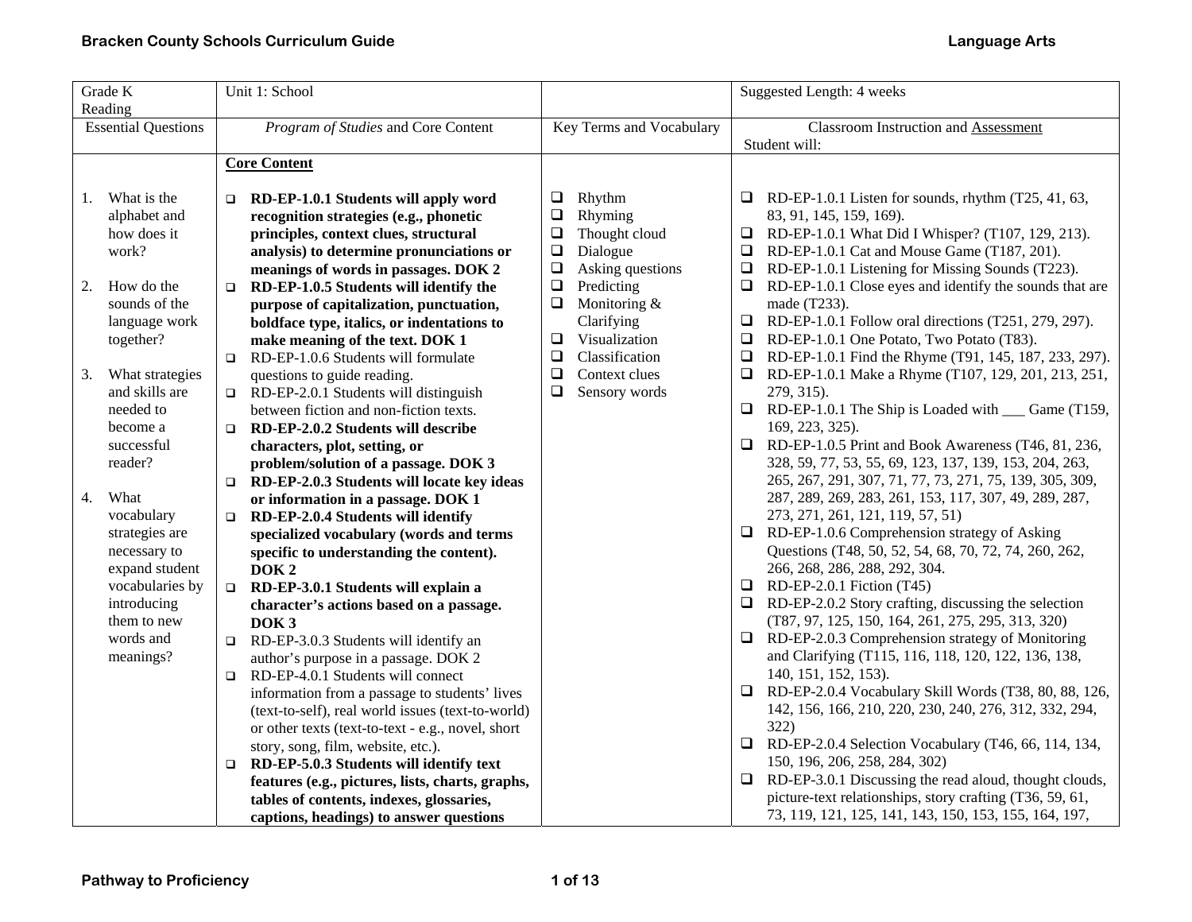| Grade K<br>Reading | Unit 1: School | | Suggested Length: 4 weeks |
|---|---|---|---|
| Essential Questions | *Program of Studies* and Core Content | Key Terms and Vocabulary | Classroom Instruction and Assessment<br>Student will: |
| 1. What is the alphabet and how does it work?<br><br>2. How do the sounds of the language work together?<br><br>3. What strategies and skills are needed to become a successful reader?<br><br>4. What vocabulary strategies are necessary to expand student vocabularies by introducing them to new words and meanings? | **Core Content**<br><br>❑ **RD-EP-1.0.1 Students will apply word recognition strategies (e.g., phonetic principles, context clues, structural analysis) to determine pronunciations or meanings of words in passages. DOK 2**<br>❑ **RD-EP-1.0.5 Students will identify the purpose of capitalization, punctuation, boldface type, italics, or indentations to make meaning of the text. DOK 1**<br>❑ RD-EP-1.0.6 Students will formulate questions to guide reading.<br>❑ RD-EP-2.0.1 Students will distinguish between fiction and non-fiction texts.<br>❑ **RD-EP-2.0.2 Students will describe characters, plot, setting, or problem/solution of a passage. DOK 3**<br>❑ **RD-EP-2.0.3 Students will locate key ideas or information in a passage. DOK 1**<br>❑ **RD-EP-2.0.4 Students will identify specialized vocabulary (words and terms specific to understanding the content). DOK 2**<br>❑ **RD-EP-3.0.1 Students will explain a character's actions based on a passage. DOK 3**<br>❑ RD-EP-3.0.3 Students will identify an author's purpose in a passage. DOK 2<br>❑ RD-EP-4.0.1 Students will connect information from a passage to students' lives (text-to-self), real world issues (text-to-world) or other texts (text-to-text - e.g., novel, short story, song, film, website, etc.).<br>❑ **RD-EP-5.0.3 Students will identify text features (e.g., pictures, lists, charts, graphs, tables of contents, indexes, glossaries, captions, headings) to answer questions** | ❑ Rhythm<br>❑ Rhyming<br>❑ Thought cloud<br>❑ Dialogue<br>❑ Asking questions<br>❑ Predicting<br>❑ Monitoring & Clarifying<br>❑ Visualization<br>❑ Classification<br>❑ Context clues<br>❑ Sensory words | ❑ RD-EP-1.0.1 Listen for sounds, rhythm (T25, 41, 63, 83, 91, 145, 159, 169).<br>❑ RD-EP-1.0.1 What Did I Whisper? (T107, 129, 213).<br>❑ RD-EP-1.0.1 Cat and Mouse Game (T187, 201).<br>❑ RD-EP-1.0.1 Listening for Missing Sounds (T223).<br>❑ RD-EP-1.0.1 Close eyes and identify the sounds that are made (T233).<br>❑ RD-EP-1.0.1 Follow oral directions (T251, 279, 297).<br>❑ RD-EP-1.0.1 One Potato, Two Potato (T83).<br>❑ RD-EP-1.0.1 Find the Rhyme (T91, 145, 187, 233, 297).<br>❑ RD-EP-1.0.1 Make a Rhyme (T107, 129, 201, 213, 251, 279, 315).<br>❑ RD-EP-1.0.1 The Ship is Loaded with ___ Game (T159, 169, 223, 325).<br>❑ RD-EP-1.0.5 Print and Book Awareness (T46, 81, 236, 328, 59, 77, 53, 55, 69, 123, 137, 139, 153, 204, 263, 265, 267, 291, 307, 71, 77, 73, 271, 75, 139, 305, 309, 287, 289, 269, 283, 261, 153, 117, 307, 49, 289, 287, 273, 271, 261, 121, 119, 57, 51)<br>❑ RD-EP-1.0.6 Comprehension strategy of Asking Questions (T48, 50, 52, 54, 68, 70, 72, 74, 260, 262, 266, 268, 286, 288, 292, 304.<br>❑ RD-EP-2.0.1 Fiction (T45)<br>❑ RD-EP-2.0.2 Story crafting, discussing the selection (T87, 97, 125, 150, 164, 261, 275, 295, 313, 320)<br>❑ RD-EP-2.0.3 Comprehension strategy of Monitoring and Clarifying (T115, 116, 118, 120, 122, 136, 138, 140, 151, 152, 153).<br>❑ RD-EP-2.0.4 Vocabulary Skill Words (T38, 80, 88, 126, 142, 156, 166, 210, 220, 230, 240, 276, 312, 332, 294, 322)<br>❑ RD-EP-2.0.4 Selection Vocabulary (T46, 66, 114, 134, 150, 196, 206, 258, 284, 302)<br>❑ RD-EP-3.0.1 Discussing the read aloud, thought clouds, picture-text relationships, story crafting (T36, 59, 61, 73, 119, 121, 125, 141, 143, 150, 153, 155, 164, 197, |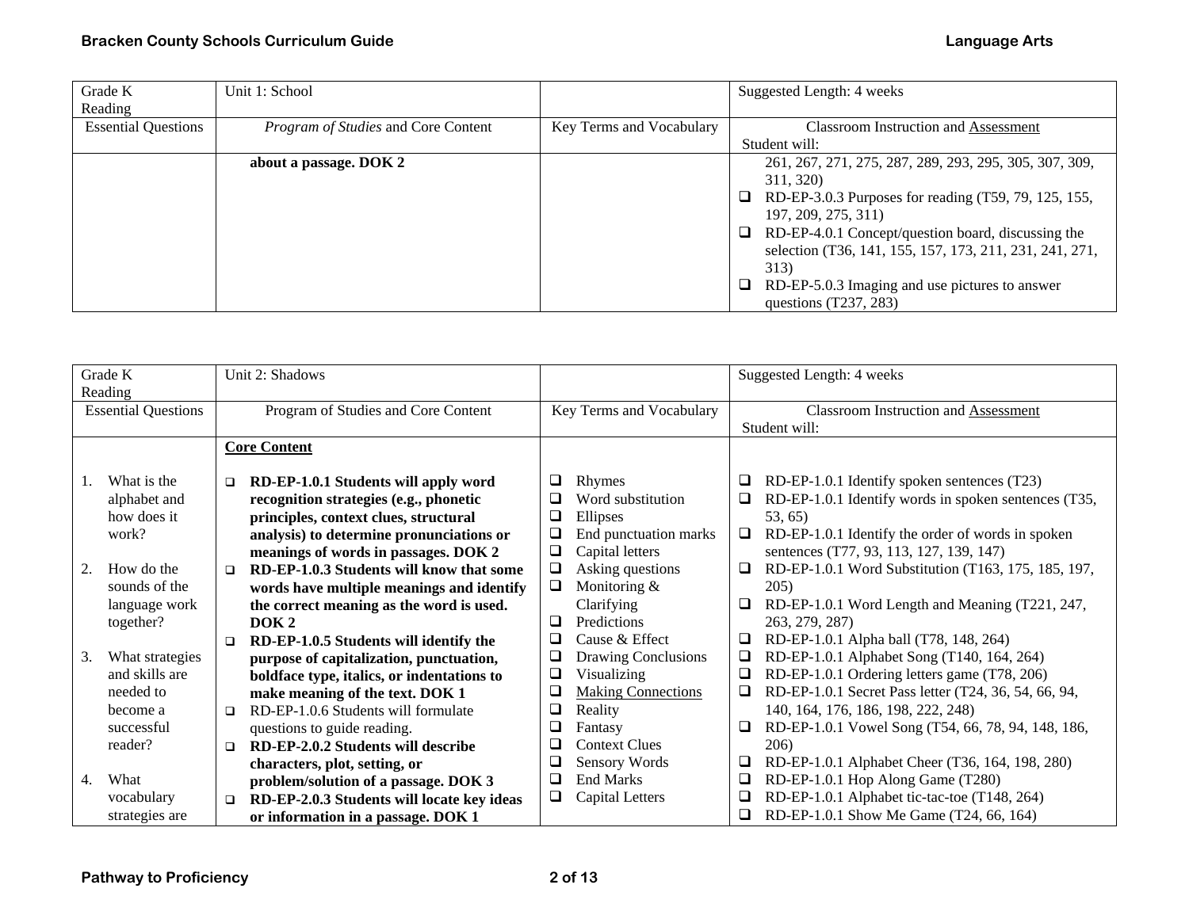| Grade K Reading | Unit 1: School | | Suggested Length: 4 weeks |
|---|---|---|---|
| Essential Questions | *Program of Studies* and Core Content | Key Terms and Vocabulary | Classroom Instruction and Assessment<br>Student will: |
| | **about a passage. DOK 2** | | 261, 267, 271, 275, 287, 289, 293, 295, 305, 307, 309, 311, 320)<br>❑ RD-EP-3.0.3 Purposes for reading (T59, 79, 125, 155, 197, 209, 275, 311)<br>❑ RD-EP-4.0.1 Concept/question board, discussing the selection (T36, 141, 155, 157, 173, 211, 231, 241, 271, 313)<br>❑ RD-EP-5.0.3 Imaging and use pictures to answer questions (T237, 283) |

| Grade K Reading | Unit 2: Shadows | | Suggested Length: 4 weeks |
|---|---|---|---|
| Essential Questions | Program of Studies and Core Content | Key Terms and Vocabulary | Classroom Instruction and Assessment<br>Student will: |
| 1. What is the alphabet and how does it work?<br>2. How do the sounds of the language work together?<br>3. What strategies and skills are needed to become a successful reader?<br>4. What vocabulary strategies are | **Core Content**<br>❑ **RD-EP-1.0.1 Students will apply word recognition strategies (e.g., phonetic principles, context clues, structural analysis) to determine pronunciations or meanings of words in passages. DOK 2**<br>❑ **RD-EP-1.0.3 Students will know that some words have multiple meanings and identify the correct meaning as the word is used. DOK 2**<br>❑ **RD-EP-1.0.5 Students will identify the purpose of capitalization, punctuation, boldface type, italics, or indentations to make meaning of the text. DOK 1**<br>❑ RD-EP-1.0.6 Students will formulate questions to guide reading.<br>❑ **RD-EP-2.0.2 Students will describe characters, plot, setting, or problem/solution of a passage. DOK 3**<br>❑ **RD-EP-2.0.3 Students will locate key ideas or information in a passage. DOK 1** | ❑ Rhymes<br>❑ Word substitution<br>❑ Ellipses<br>❑ End punctuation marks<br>❑ Capital letters<br>❑ Asking questions<br>❑ Monitoring & Clarifying<br>❑ Predictions<br>❑ Cause & Effect<br>❑ Drawing Conclusions<br>❑ Visualizing<br>❑ Making Connections<br>❑ Reality<br>❑ Fantasy<br>❑ Context Clues<br>❑ Sensory Words<br>❑ End Marks<br>❑ Capital Letters | ❑ RD-EP-1.0.1 Identify spoken sentences (T23)<br>❑ RD-EP-1.0.1 Identify words in spoken sentences (T35, 53, 65)<br>❑ RD-EP-1.0.1 Identify the order of words in spoken sentences (T77, 93, 113, 127, 139, 147)<br>❑ RD-EP-1.0.1 Word Substitution (T163, 175, 185, 197, 205)<br>❑ RD-EP-1.0.1 Word Length and Meaning (T221, 247, 263, 279, 287)<br>❑ RD-EP-1.0.1 Alpha ball (T78, 148, 264)<br>❑ RD-EP-1.0.1 Alphabet Song (T140, 164, 264)<br>❑ RD-EP-1.0.1 Ordering letters game (T78, 206)<br>❑ RD-EP-1.0.1 Secret Pass letter (T24, 36, 54, 66, 94, 140, 164, 176, 186, 198, 222, 248)<br>❑ RD-EP-1.0.1 Vowel Song (T54, 66, 78, 94, 148, 186, 206)<br>❑ RD-EP-1.0.1 Alphabet Cheer (T36, 164, 198, 280)<br>❑ RD-EP-1.0.1 Hop Along Game (T280)<br>❑ RD-EP-1.0.1 Alphabet tic-tac-toe (T148, 264)<br>❑ RD-EP-1.0.1 Show Me Game (T24, 66, 164) |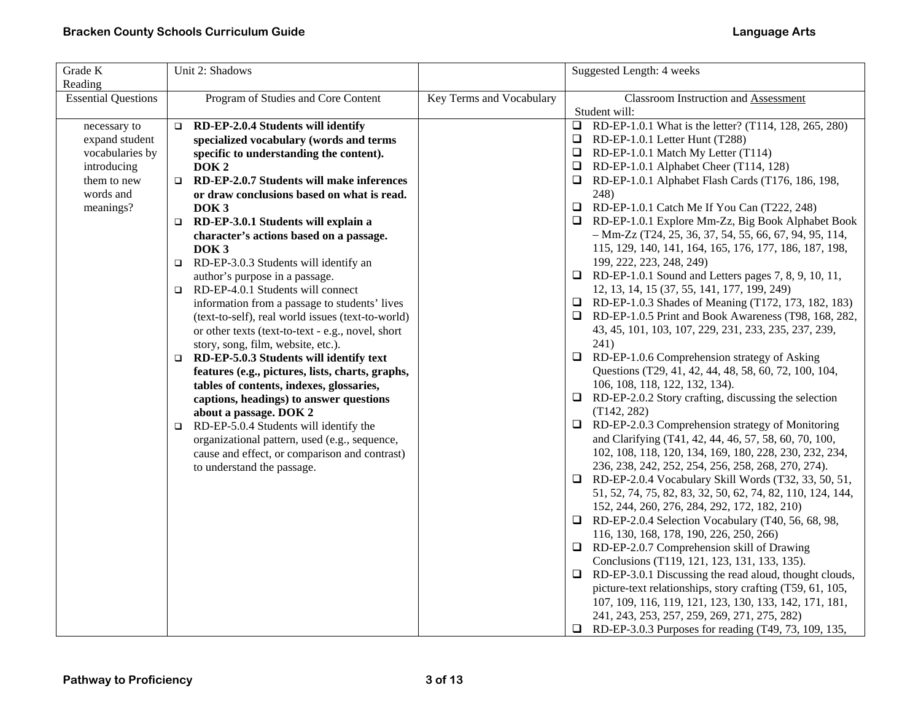| Grade K Reading | Unit 2: Shadows | | Suggested Length: 4 weeks |
|---|---|---|---|
| Essential Questions | Program of Studies and Core Content | Key Terms and Vocabulary | Classroom Instruction and Assessment<br>Student will: |
| necessary to expand student vocabularies by introducing them to new words and meanings? | ❑ **RD-EP-2.0.4 Students will identify specialized vocabulary (words and terms specific to understanding the content). DOK 2**<br>❑ **RD-EP-2.0.7 Students will make inferences or draw conclusions based on what is read. DOK 3**<br>❑ **RD-EP-3.0.1 Students will explain a character's actions based on a passage. DOK 3**<br>❑ RD-EP-3.0.3 Students will identify an author's purpose in a passage.<br>❑ RD-EP-4.0.1 Students will connect information from a passage to students' lives (text-to-self), real world issues (text-to-world) or other texts (text-to-text - e.g., novel, short story, song, film, website, etc.).<br>❑ **RD-EP-5.0.3 Students will identify text features (e.g., pictures, lists, charts, graphs, tables of contents, indexes, glossaries, captions, headings) to answer questions about a passage. DOK 2**<br>❑ RD-EP-5.0.4 Students will identify the organizational pattern, used (e.g., sequence, cause and effect, or comparison and contrast) to understand the passage. | | ❑ RD-EP-1.0.1 What is the letter? (T114, 128, 265, 280)<br>❑ RD-EP-1.0.1 Letter Hunt (T288)<br>❑ RD-EP-1.0.1 Match My Letter (T114)<br>❑ RD-EP-1.0.1 Alphabet Cheer (T114, 128)<br>❑ RD-EP-1.0.1 Alphabet Flash Cards (T176, 186, 198, 248)<br>❑ RD-EP-1.0.1 Catch Me If You Can (T222, 248)<br>❑ RD-EP-1.0.1 Explore Mm-Zz, Big Book Alphabet Book – Mm-Zz (T24, 25, 36, 37, 54, 55, 66, 67, 94, 95, 114, 115, 129, 140, 141, 164, 165, 176, 177, 186, 187, 198, 199, 222, 223, 248, 249)<br>❑ RD-EP-1.0.1 Sound and Letters pages 7, 8, 9, 10, 11, 12, 13, 14, 15 (37, 55, 141, 177, 199, 249)<br>❑ RD-EP-1.0.3 Shades of Meaning (T172, 173, 182, 183)<br>❑ RD-EP-1.0.5 Print and Book Awareness (T98, 168, 282, 43, 45, 101, 103, 107, 229, 231, 233, 235, 237, 239, 241)<br>❑ RD-EP-1.0.6 Comprehension strategy of Asking Questions (T29, 41, 42, 44, 48, 58, 60, 72, 100, 104, 106, 108, 118, 122, 132, 134).<br>❑ RD-EP-2.0.2 Story crafting, discussing the selection (T142, 282)<br>❑ RD-EP-2.0.3 Comprehension strategy of Monitoring and Clarifying (T41, 42, 44, 46, 57, 58, 60, 70, 100, 102, 108, 118, 120, 134, 169, 180, 228, 230, 232, 234, 236, 238, 242, 252, 254, 256, 258, 268, 270, 274).<br>❑ RD-EP-2.0.4 Vocabulary Skill Words (T32, 33, 50, 51, 51, 52, 74, 75, 82, 83, 32, 50, 62, 74, 82, 110, 124, 144, 152, 244, 260, 276, 284, 292, 172, 182, 210)<br>❑ RD-EP-2.0.4 Selection Vocabulary (T40, 56, 68, 98, 116, 130, 168, 178, 190, 226, 250, 266)<br>❑ RD-EP-2.0.7 Comprehension skill of Drawing Conclusions (T119, 121, 123, 131, 133, 135).<br>❑ RD-EP-3.0.1 Discussing the read aloud, thought clouds, picture-text relationships, story crafting (T59, 61, 105, 107, 109, 116, 119, 121, 123, 130, 133, 142, 171, 181, 241, 243, 253, 257, 259, 269, 271, 275, 282)<br>❑ RD-EP-3.0.3 Purposes for reading (T49, 73, 109, 135, |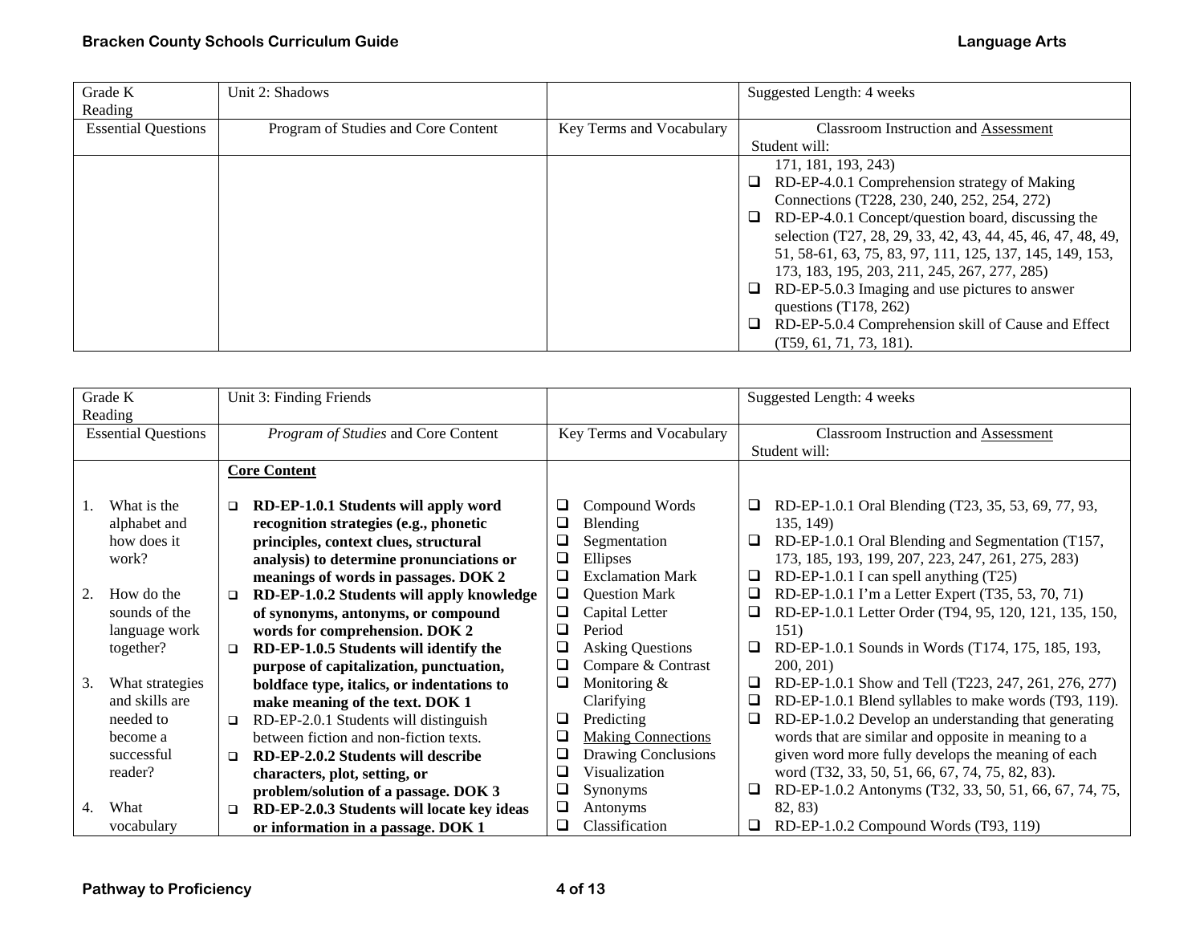| Grade K Reading | Unit 2: Shadows | | Suggested Length: 4 weeks |
|---|---|---|---|
| Essential Questions | Program of Studies and Core Content | Key Terms and Vocabulary | Classroom Instruction and Assessment<br>Student will: |
| | | | 171, 181, 193, 243)<br>❑ RD-EP-4.0.1 Comprehension strategy of Making Connections (T228, 230, 240, 252, 254, 272)<br>❑ RD-EP-4.0.1 Concept/question board, discussing the selection (T27, 28, 29, 33, 42, 43, 44, 45, 46, 47, 48, 49, 51, 58-61, 63, 75, 83, 97, 111, 125, 137, 145, 149, 153, 173, 183, 195, 203, 211, 245, 267, 277, 285)<br>❑ RD-EP-5.0.3 Imaging and use pictures to answer questions (T178, 262)<br>❑ RD-EP-5.0.4 Comprehension skill of Cause and Effect (T59, 61, 71, 73, 181). |

| Grade K Reading | Unit 3: Finding Friends | | Suggested Length: 4 weeks |
|---|---|---|---|
| Essential Questions | *Program of Studies* and Core Content | Key Terms and Vocabulary | Classroom Instruction and Assessment<br>Student will: |
| 1. What is the alphabet and how does it work?<br><br>2. How do the sounds of the language work together?<br><br>3. What strategies and skills are needed to become a successful reader?<br><br>4. What vocabulary | **Core Content**<br><br>❑ **RD-EP-1.0.1 Students will apply word recognition strategies (e.g., phonetic principles, context clues, structural analysis) to determine pronunciations or meanings of words in passages. DOK 2**<br>❑ **RD-EP-1.0.2 Students will apply knowledge of synonyms, antonyms, or compound words for comprehension. DOK 2**<br>❑ **RD-EP-1.0.5 Students will identify the purpose of capitalization, punctuation, boldface type, italics, or indentations to make meaning of the text. DOK 1**<br>❑ RD-EP-2.0.1 Students will distinguish between fiction and non-fiction texts.<br>❑ **RD-EP-2.0.2 Students will describe characters, plot, setting, or problem/solution of a passage. DOK 3**<br>❑ **RD-EP-2.0.3 Students will locate key ideas or information in a passage. DOK 1** | ❑ Compound Words<br>❑ Blending<br>❑ Segmentation<br>❑ Ellipses<br>❑ Exclamation Mark<br>❑ Question Mark<br>❑ Capital Letter<br>❑ Period<br>❑ Asking Questions<br>❑ Compare & Contrast<br>❑ Monitoring & Clarifying<br>❑ Predicting<br>❑ Making Connections<br>❑ Drawing Conclusions<br>❑ Visualization<br>❑ Synonyms<br>❑ Antonyms<br>❑ Classification | ❑ RD-EP-1.0.1 Oral Blending (T23, 35, 53, 69, 77, 93, 135, 149)<br>❑ RD-EP-1.0.1 Oral Blending and Segmentation (T157, 173, 185, 193, 199, 207, 223, 247, 261, 275, 283)<br>❑ RD-EP-1.0.1 I can spell anything (T25)<br>❑ RD-EP-1.0.1 I'm a Letter Expert (T35, 53, 70, 71)<br>❑ RD-EP-1.0.1 Letter Order (T94, 95, 120, 121, 135, 150, 151)<br>❑ RD-EP-1.0.1 Sounds in Words (T174, 175, 185, 193, 200, 201)<br>❑ RD-EP-1.0.1 Show and Tell (T223, 247, 261, 276, 277)<br>❑ RD-EP-1.0.1 Blend syllables to make words (T93, 119).<br>❑ RD-EP-1.0.2 Develop an understanding that generating words that are similar and opposite in meaning to a given word more fully develops the meaning of each word (T32, 33, 50, 51, 66, 67, 74, 75, 82, 83).<br>❑ RD-EP-1.0.2 Antonyms (T32, 33, 50, 51, 66, 67, 74, 75, 82, 83)<br>❑ RD-EP-1.0.2 Compound Words (T93, 119) |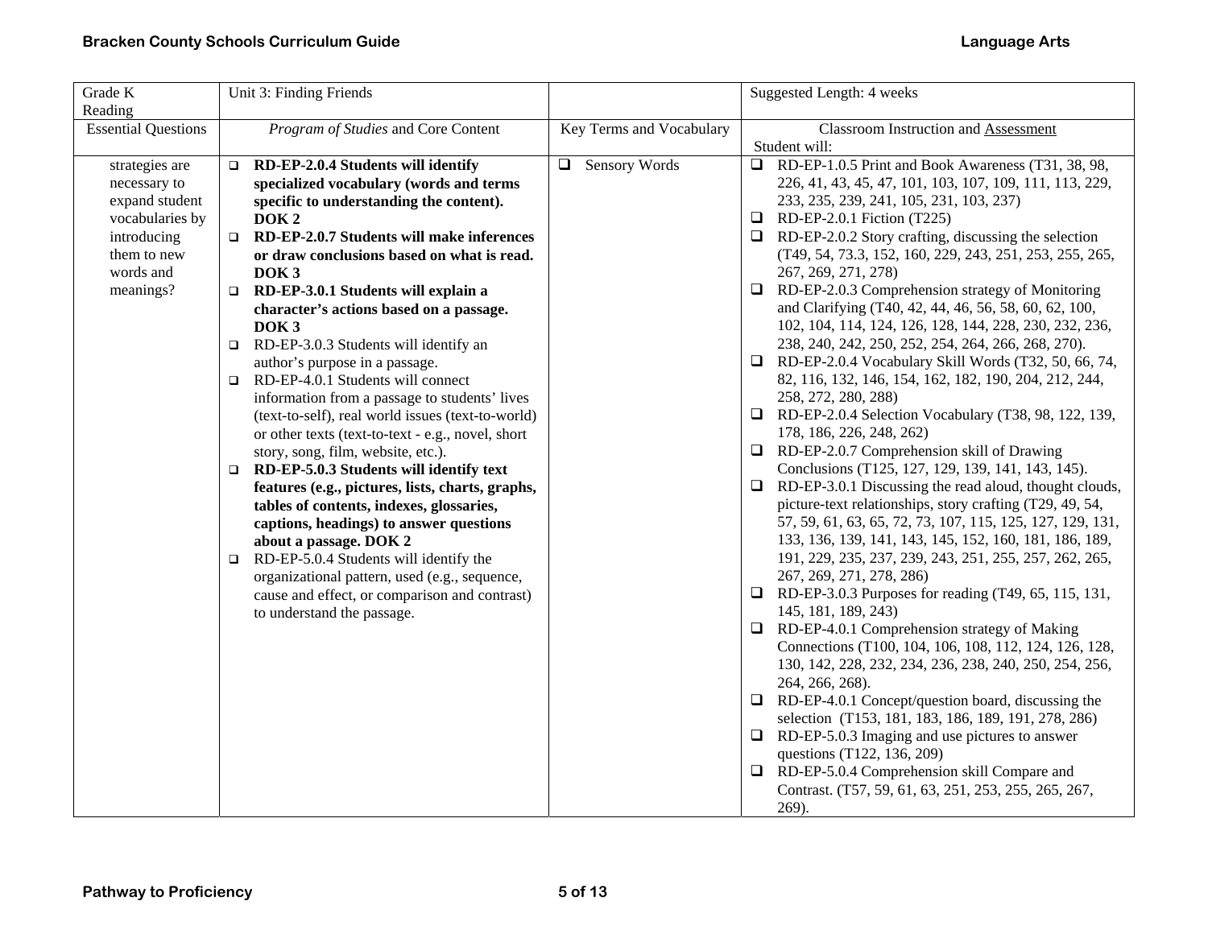| Grade K Reading | Unit 3: Finding Friends | | Suggested Length: 4 weeks |
|---|---|---|---|
| Essential Questions | *Program of Studies* and Core Content | Key Terms and Vocabulary | Classroom Instruction and Assessment<br>Student will: |
| strategies are necessary to expand student vocabularies by introducing them to new words and meanings? | ❑ **RD-EP-2.0.4 Students will identify specialized vocabulary (words and terms specific to understanding the content). DOK 2**<br>❑ **RD-EP-2.0.7 Students will make inferences or draw conclusions based on what is read. DOK 3**<br>❑ **RD-EP-3.0.1 Students will explain a character's actions based on a passage. DOK 3**<br>❑ RD-EP-3.0.3 Students will identify an author's purpose in a passage.<br>❑ RD-EP-4.0.1 Students will connect information from a passage to students' lives (text-to-self), real world issues (text-to-world) or other texts (text-to-text - e.g., novel, short story, song, film, website, etc.).<br>❑ **RD-EP-5.0.3 Students will identify text features (e.g., pictures, lists, charts, graphs, tables of contents, indexes, glossaries, captions, headings) to answer questions about a passage. DOK 2**<br>❑ RD-EP-5.0.4 Students will identify the organizational pattern, used (e.g., sequence, cause and effect, or comparison and contrast) to understand the passage. | ❑ Sensory Words | ❑ RD-EP-1.0.5 Print and Book Awareness (T31, 38, 98, 226, 41, 43, 45, 47, 101, 103, 107, 109, 111, 113, 229, 233, 235, 239, 241, 105, 231, 103, 237)<br>❑ RD-EP-2.0.1 Fiction (T225)<br>❑ RD-EP-2.0.2 Story crafting, discussing the selection (T49, 54, 73.3, 152, 160, 229, 243, 251, 253, 255, 265, 267, 269, 271, 278)<br>❑ RD-EP-2.0.3 Comprehension strategy of Monitoring and Clarifying (T40, 42, 44, 46, 56, 58, 60, 62, 100, 102, 104, 114, 124, 126, 128, 144, 228, 230, 232, 236, 238, 240, 242, 250, 252, 254, 264, 266, 268, 270).<br>❑ RD-EP-2.0.4 Vocabulary Skill Words (T32, 50, 66, 74, 82, 116, 132, 146, 154, 162, 182, 190, 204, 212, 244, 258, 272, 280, 288)<br>❑ RD-EP-2.0.4 Selection Vocabulary (T38, 98, 122, 139, 178, 186, 226, 248, 262)<br>❑ RD-EP-2.0.7 Comprehension skill of Drawing Conclusions (T125, 127, 129, 139, 141, 143, 145).<br>❑ RD-EP-3.0.1 Discussing the read aloud, thought clouds, picture-text relationships, story crafting (T29, 49, 54, 57, 59, 61, 63, 65, 72, 73, 107, 115, 125, 127, 129, 131, 133, 136, 139, 141, 143, 145, 152, 160, 181, 186, 189, 191, 229, 235, 237, 239, 243, 251, 255, 257, 262, 265, 267, 269, 271, 278, 286)<br>❑ RD-EP-3.0.3 Purposes for reading (T49, 65, 115, 131, 145, 181, 189, 243)<br>❑ RD-EP-4.0.1 Comprehension strategy of Making Connections (T100, 104, 106, 108, 112, 124, 126, 128, 130, 142, 228, 232, 234, 236, 238, 240, 250, 254, 256, 264, 266, 268).<br>❑ RD-EP-4.0.1 Concept/question board, discussing the selection (T153, 181, 183, 186, 189, 191, 278, 286)<br>❑ RD-EP-5.0.3 Imaging and use pictures to answer questions (T122, 136, 209)<br>❑ RD-EP-5.0.4 Comprehension skill Compare and Contrast. (T57, 59, 61, 63, 251, 253, 255, 265, 267, 269). |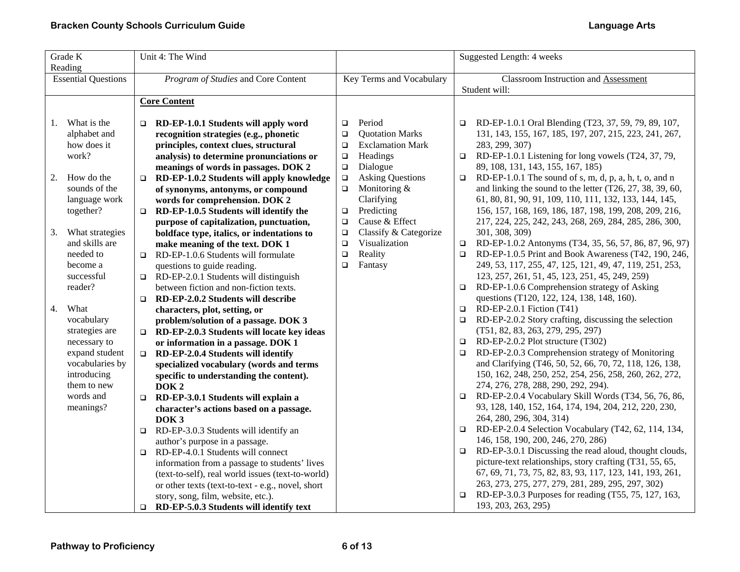| Grade K<br>Reading | Unit 4: The Wind | | Suggested Length: 4 weeks |
|---|---|---|---|
| Essential Questions | *Program of Studies* and Core Content | Key Terms and Vocabulary | Classroom Instruction and Assessment<br>Student will: |
| 1. What is the alphabet and how does it work?<br><br>2. How do the sounds of the language work together?<br><br>3. What strategies and skills are needed to become a successful reader?<br><br>4. What vocabulary strategies are necessary to expand student vocabularies by introducing them to new words and meanings? | **Core Content**<br><br>❑ **RD-EP-1.0.1 Students will apply word recognition strategies (e.g., phonetic principles, context clues, structural analysis) to determine pronunciations or meanings of words in passages. DOK 2**<br>❑ **RD-EP-1.0.2 Students will apply knowledge of synonyms, antonyms, or compound words for comprehension. DOK 2**<br>❑ **RD-EP-1.0.5 Students will identify the purpose of capitalization, punctuation, boldface type, italics, or indentations to make meaning of the text. DOK 1**<br>❑ RD-EP-1.0.6 Students will formulate questions to guide reading.<br>❑ RD-EP-2.0.1 Students will distinguish between fiction and non-fiction texts.<br>❑ **RD-EP-2.0.2 Students will describe characters, plot, setting, or problem/solution of a passage. DOK 3**<br>❑ **RD-EP-2.0.3 Students will locate key ideas or information in a passage. DOK 1**<br>❑ **RD-EP-2.0.4 Students will identify specialized vocabulary (words and terms specific to understanding the content). DOK 2**<br>❑ **RD-EP-3.0.1 Students will explain a character's actions based on a passage. DOK 3**<br>❑ RD-EP-3.0.3 Students will identify an author's purpose in a passage.<br>❑ RD-EP-4.0.1 Students will connect information from a passage to students' lives (text-to-self), real world issues (text-to-world) or other texts (text-to-text - e.g., novel, short story, song, film, website, etc.).<br>❑ **RD-EP-5.0.3 Students will identify text** | ❑ Period<br>❑ Quotation Marks<br>❑ Exclamation Mark<br>❑ Headings<br>❑ Dialogue<br>❑ Asking Questions<br>❑ Monitoring & Clarifying<br>❑ Predicting<br>❑ Cause & Effect<br>❑ Classify & Categorize<br>❑ Visualization<br>❑ Reality<br>❑ Fantasy | ❑ RD-EP-1.0.1 Oral Blending (T23, 37, 59, 79, 89, 107, 131, 143, 155, 167, 185, 197, 207, 215, 223, 241, 267, 283, 299, 307)<br>❑ RD-EP-1.0.1 Listening for long vowels (T24, 37, 79, 89, 108, 131, 143, 155, 167, 185)<br>❑ RD-EP-1.0.1 The sound of s, m, d, p, a, h, t, o, and n and linking the sound to the letter (T26, 27, 38, 39, 60, 61, 80, 81, 90, 91, 109, 110, 111, 132, 133, 144, 145, 156, 157, 168, 169, 186, 187, 198, 199, 208, 209, 216, 217, 224, 225, 242, 243, 268, 269, 284, 285, 286, 300, 301, 308, 309)<br>❑ RD-EP-1.0.2 Antonyms (T34, 35, 56, 57, 86, 87, 96, 97)<br>❑ RD-EP-1.0.5 Print and Book Awareness (T42, 190, 246, 249, 53, 117, 255, 47, 125, 121, 49, 47, 119, 251, 253, 123, 257, 261, 51, 45, 123, 251, 45, 249, 259)<br>❑ RD-EP-1.0.6 Comprehension strategy of Asking questions (T120, 122, 124, 138, 148, 160).<br>❑ RD-EP-2.0.1 Fiction (T41)<br>❑ RD-EP-2.0.2 Story crafting, discussing the selection (T51, 82, 83, 263, 279, 295, 297)<br>❑ RD-EP-2.0.2 Plot structure (T302)<br>❑ RD-EP-2.0.3 Comprehension strategy of Monitoring and Clarifying (T46, 50, 52, 66, 70, 72, 118, 126, 138, 150, 162, 248, 250, 252, 254, 256, 258, 260, 262, 272, 274, 276, 278, 288, 290, 292, 294).<br>❑ RD-EP-2.0.4 Vocabulary Skill Words (T34, 56, 76, 86, 93, 128, 140, 152, 164, 174, 194, 204, 212, 220, 230, 264, 280, 296, 304, 314)<br>❑ RD-EP-2.0.4 Selection Vocabulary (T42, 62, 114, 134, 146, 158, 190, 200, 246, 270, 286)<br>❑ RD-EP-3.0.1 Discussing the read aloud, thought clouds, picture-text relationships, story crafting (T31, 55, 65, 67, 69, 71, 73, 75, 82, 83, 93, 117, 123, 141, 193, 261, 263, 273, 275, 277, 279, 281, 289, 295, 297, 302)<br>❑ RD-EP-3.0.3 Purposes for reading (T55, 75, 127, 163, 193, 203, 263, 295) |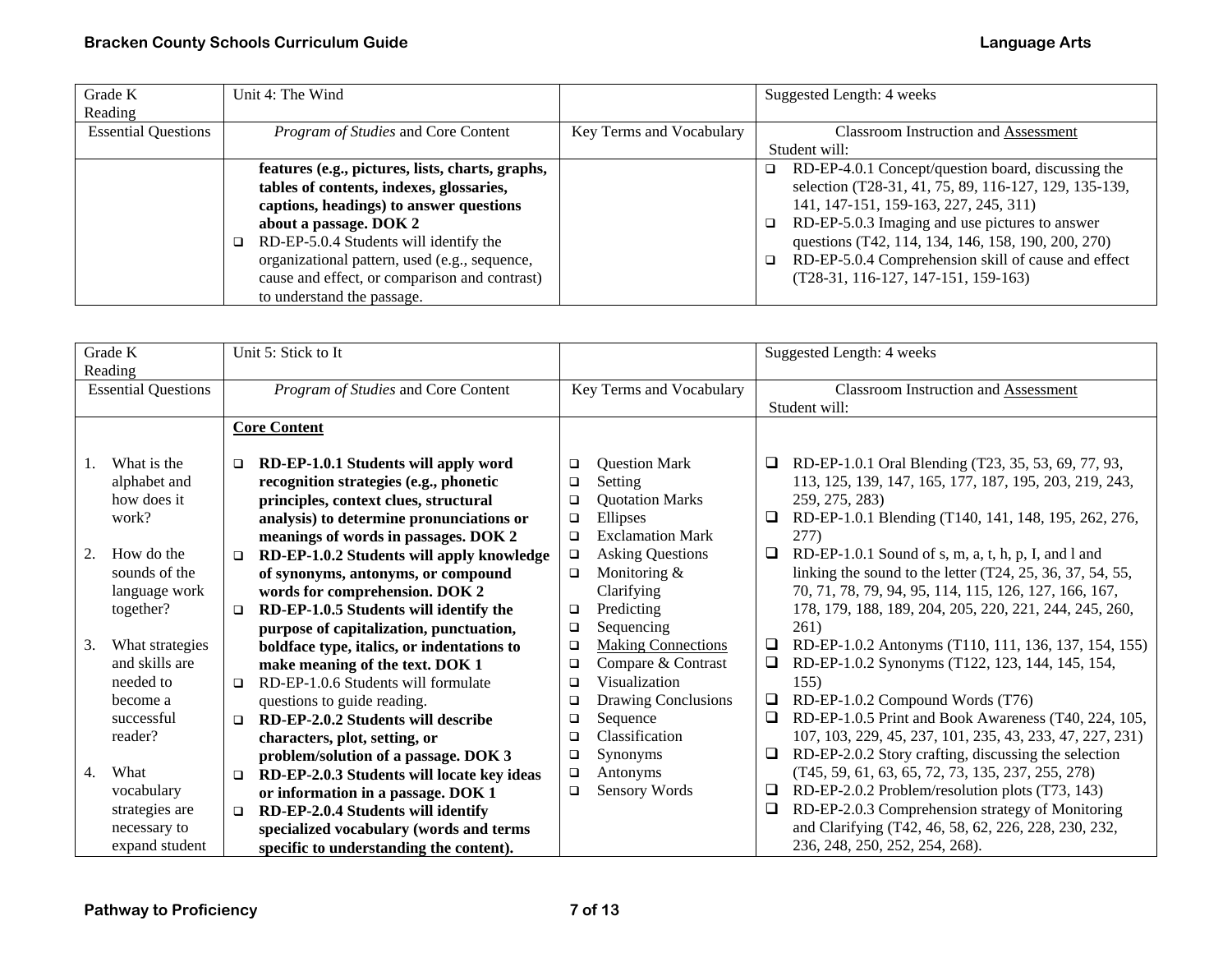| Grade K Reading | Unit 4: The Wind | | Suggested Length: 4 weeks |
|---|---|---|---|
| Essential Questions | *Program of Studies* and Core Content | Key Terms and Vocabulary | Classroom Instruction and Assessment<br>Student will: |
| | **features (e.g., pictures, lists, charts, graphs, tables of contents, indexes, glossaries, captions, headings) to answer questions about a passage. DOK 2**<br>❑ RD-EP-5.0.4 Students will identify the organizational pattern, used (e.g., sequence, cause and effect, or comparison and contrast) to understand the passage. | | ❑ RD-EP-4.0.1 Concept/question board, discussing the selection (T28-31, 41, 75, 89, 116-127, 129, 135-139, 141, 147-151, 159-163, 227, 245, 311)<br>❑ RD-EP-5.0.3 Imaging and use pictures to answer questions (T42, 114, 134, 146, 158, 190, 200, 270)<br>❑ RD-EP-5.0.4 Comprehension skill of cause and effect (T28-31, 116-127, 147-151, 159-163) |

| Grade K Reading | Unit 5: Stick to It | | Suggested Length: 4 weeks |
|---|---|---|---|
| Essential Questions | *Program of Studies* and Core Content | Key Terms and Vocabulary | Classroom Instruction and Assessment<br>Student will: |
| 1. What is the alphabet and how does it work?<br><br>2. How do the sounds of the language work together?<br><br>3. What strategies and skills are needed to become a successful reader?<br><br>4. What vocabulary strategies are necessary to expand student | **Core Content**<br><br>❑ **RD-EP-1.0.1 Students will apply word recognition strategies (e.g., phonetic principles, context clues, structural analysis) to determine pronunciations or meanings of words in passages. DOK 2**<br>❑ **RD-EP-1.0.2 Students will apply knowledge of synonyms, antonyms, or compound words for comprehension. DOK 2**<br>❑ **RD-EP-1.0.5 Students will identify the purpose of capitalization, punctuation, boldface type, italics, or indentations to make meaning of the text. DOK 1**<br>❑ RD-EP-1.0.6 Students will formulate questions to guide reading.<br>❑ **RD-EP-2.0.2 Students will describe characters, plot, setting, or problem/solution of a passage. DOK 3**<br>❑ **RD-EP-2.0.3 Students will locate key ideas or information in a passage. DOK 1**<br>❑ **RD-EP-2.0.4 Students will identify specialized vocabulary (words and terms specific to understanding the content).** | ❑ Question Mark<br>❑ Setting<br>❑ Quotation Marks<br>❑ Ellipses<br>❑ Exclamation Mark<br>❑ Asking Questions<br>❑ Monitoring & Clarifying<br>❑ Predicting<br>❑ Sequencing<br>❑ Making Connections<br>❑ Compare & Contrast<br>❑ Visualization<br>❑ Drawing Conclusions<br>❑ Sequence<br>❑ Classification<br>❑ Synonyms<br>❑ Antonyms<br>❑ Sensory Words | ❑ RD-EP-1.0.1 Oral Blending (T23, 35, 53, 69, 77, 93, 113, 125, 139, 147, 165, 177, 187, 195, 203, 219, 243, 259, 275, 283)<br>❑ RD-EP-1.0.1 Blending (T140, 141, 148, 195, 262, 276, 277)<br>❑ RD-EP-1.0.1 Sound of s, m, a, t, h, p, I, and l and linking the sound to the letter (T24, 25, 36, 37, 54, 55, 70, 71, 78, 79, 94, 95, 114, 115, 126, 127, 166, 167, 178, 179, 188, 189, 204, 205, 220, 221, 244, 245, 260, 261)<br>❑ RD-EP-1.0.2 Antonyms (T110, 111, 136, 137, 154, 155)<br>❑ RD-EP-1.0.2 Synonyms (T122, 123, 144, 145, 154, 155)<br>❑ RD-EP-1.0.2 Compound Words (T76)<br>❑ RD-EP-1.0.5 Print and Book Awareness (T40, 224, 105, 107, 103, 229, 45, 237, 101, 235, 43, 233, 47, 227, 231)<br>❑ RD-EP-2.0.2 Story crafting, discussing the selection (T45, 59, 61, 63, 65, 72, 73, 135, 237, 255, 278)<br>❑ RD-EP-2.0.2 Problem/resolution plots (T73, 143)<br>❑ RD-EP-2.0.3 Comprehension strategy of Monitoring and Clarifying (T42, 46, 58, 62, 226, 228, 230, 232, 236, 248, 250, 252, 254, 268). |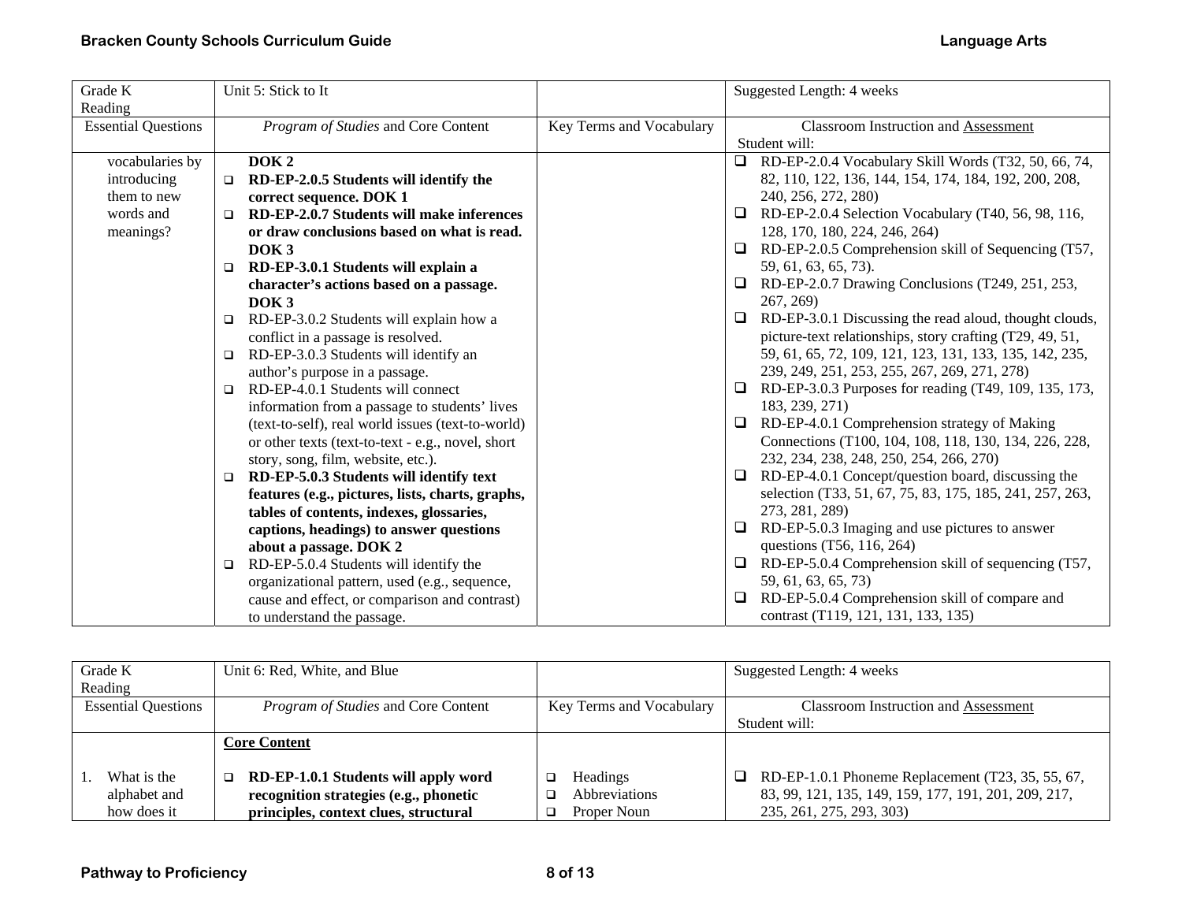| Grade K Reading | Unit 5: Stick to It | | Suggested Length: 4 weeks |
|---|---|---|---|
| Essential Questions | *Program of Studies* and Core Content | Key Terms and Vocabulary | Classroom Instruction and Assessment<br>Student will: |
| vocabularies by introducing them to new words and meanings? | **DOK 2**<br>❑ **RD-EP-2.0.5 Students will identify the correct sequence. DOK 1**<br>❑ **RD-EP-2.0.7 Students will make inferences or draw conclusions based on what is read. DOK 3**<br>❑ **RD-EP-3.0.1 Students will explain a character's actions based on a passage. DOK 3**<br>❑ RD-EP-3.0.2 Students will explain how a conflict in a passage is resolved.<br>❑ RD-EP-3.0.3 Students will identify an author's purpose in a passage.<br>❑ RD-EP-4.0.1 Students will connect information from a passage to students' lives (text-to-self), real world issues (text-to-world) or other texts (text-to-text - e.g., novel, short story, song, film, website, etc.).<br>❑ **RD-EP-5.0.3 Students will identify text features (e.g., pictures, lists, charts, graphs, tables of contents, indexes, glossaries, captions, headings) to answer questions about a passage. DOK 2**<br>❑ RD-EP-5.0.4 Students will identify the organizational pattern, used (e.g., sequence, cause and effect, or comparison and contrast) to understand the passage. | | ❑ RD-EP-2.0.4 Vocabulary Skill Words (T32, 50, 66, 74, 82, 110, 122, 136, 144, 154, 174, 184, 192, 200, 208, 240, 256, 272, 280)<br>❑ RD-EP-2.0.4 Selection Vocabulary (T40, 56, 98, 116, 128, 170, 180, 224, 246, 264)<br>❑ RD-EP-2.0.5 Comprehension skill of Sequencing (T57, 59, 61, 63, 65, 73).<br>❑ RD-EP-2.0.7 Drawing Conclusions (T249, 251, 253, 267, 269)<br>❑ RD-EP-3.0.1 Discussing the read aloud, thought clouds, picture-text relationships, story crafting (T29, 49, 51, 59, 61, 65, 72, 109, 121, 123, 131, 133, 135, 142, 235, 239, 249, 251, 253, 255, 267, 269, 271, 278)<br>❑ RD-EP-3.0.3 Purposes for reading (T49, 109, 135, 173, 183, 239, 271)<br>❑ RD-EP-4.0.1 Comprehension strategy of Making Connections (T100, 104, 108, 118, 130, 134, 226, 228, 232, 234, 238, 248, 250, 254, 266, 270)<br>❑ RD-EP-4.0.1 Concept/question board, discussing the selection (T33, 51, 67, 75, 83, 175, 185, 241, 257, 263, 273, 281, 289)<br>❑ RD-EP-5.0.3 Imaging and use pictures to answer questions (T56, 116, 264)<br>❑ RD-EP-5.0.4 Comprehension skill of sequencing (T57, 59, 61, 63, 65, 73)<br>❑ RD-EP-5.0.4 Comprehension skill of compare and contrast (T119, 121, 131, 133, 135) |

| Grade K Reading | Unit 6: Red, White, and Blue | | Suggested Length: 4 weeks |
|---|---|---|---|
| Essential Questions | *Program of Studies* and Core Content | Key Terms and Vocabulary | Classroom Instruction and Assessment<br>Student will: |
| | **<u>Core Content</u>** | | |
| 1. What is the alphabet and how does it | ❑ **RD-EP-1.0.1 Students will apply word recognition strategies (e.g., phonetic principles, context clues, structural** | ❑ Headings<br>❑ Abbreviations<br>❑ Proper Noun | ❑ RD-EP-1.0.1 Phoneme Replacement (T23, 35, 55, 67, 83, 99, 121, 135, 149, 159, 177, 191, 201, 209, 217, 235, 261, 275, 293, 303) |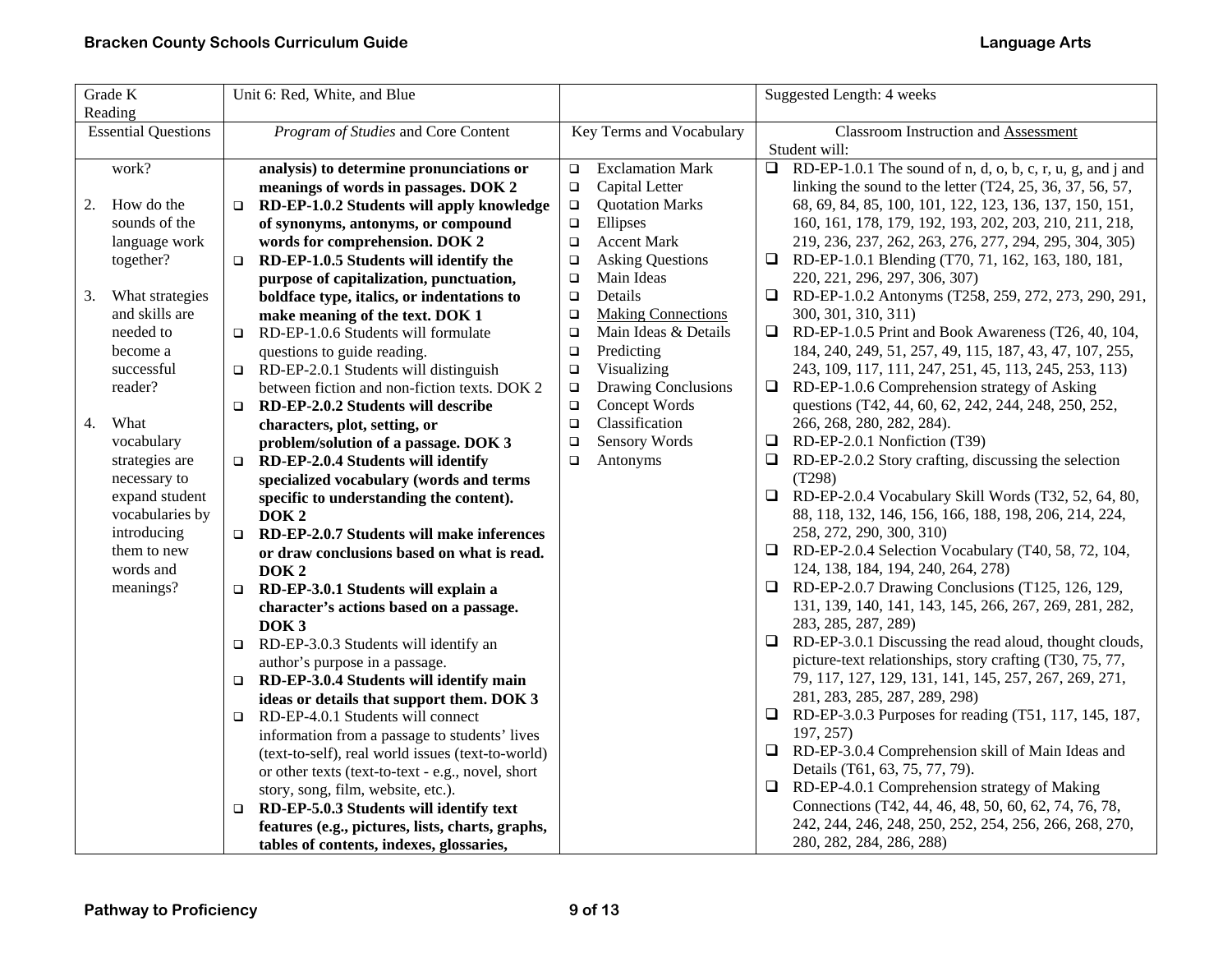| Grade K<br>Reading | Unit 6: Red, White, and Blue | | Suggested Length: 4 weeks |
|---|---|---|---|
| Essential Questions | *Program of Studies* and Core Content | Key Terms and Vocabulary | Classroom Instruction and Assessment<br>Student will: |
| work?<br><br>2. How do the sounds of the language work together?<br><br>3. What strategies and skills are needed to become a successful reader?<br><br>4. What vocabulary strategies are necessary to expand student vocabularies by introducing them to new words and meanings? | **analysis) to determine pronunciations or meanings of words in passages. DOK 2**<br>❑ **RD-EP-1.0.2 Students will apply knowledge of synonyms, antonyms, or compound words for comprehension. DOK 2**<br>❑ **RD-EP-1.0.5 Students will identify the purpose of capitalization, punctuation, boldface type, italics, or indentations to make meaning of the text. DOK 1**<br>❑ RD-EP-1.0.6 Students will formulate questions to guide reading.<br>❑ RD-EP-2.0.1 Students will distinguish between fiction and non-fiction texts. DOK 2<br>❑ **RD-EP-2.0.2 Students will describe characters, plot, setting, or problem/solution of a passage. DOK 3**<br>❑ **RD-EP-2.0.4 Students will identify specialized vocabulary (words and terms specific to understanding the content). DOK 2**<br>❑ **RD-EP-2.0.7 Students will make inferences or draw conclusions based on what is read. DOK 2**<br>❑ **RD-EP-3.0.1 Students will explain a character's actions based on a passage. DOK 3**<br>❑ RD-EP-3.0.3 Students will identify an author's purpose in a passage.<br>❑ **RD-EP-3.0.4 Students will identify main ideas or details that support them. DOK 3**<br>❑ RD-EP-4.0.1 Students will connect information from a passage to students' lives (text-to-self), real world issues (text-to-world) or other texts (text-to-text - e.g., novel, short story, song, film, website, etc.).<br>❑ **RD-EP-5.0.3 Students will identify text features (e.g., pictures, lists, charts, graphs, tables of contents, indexes, glossaries,** | ❑ Exclamation Mark<br>❑ Capital Letter<br>❑ Quotation Marks<br>❑ Ellipses<br>❑ Accent Mark<br>❑ Asking Questions<br>❑ Main Ideas<br>❑ Details<br>❑ Making Connections<br>❑ Main Ideas & Details<br>❑ Predicting<br>❑ Visualizing<br>❑ Drawing Conclusions<br>❑ Concept Words<br>❑ Classification<br>❑ Sensory Words<br>❑ Antonyms | ❑ RD-EP-1.0.1 The sound of n, d, o, b, c, r, u, g, and j and linking the sound to the letter (T24, 25, 36, 37, 56, 57, 68, 69, 84, 85, 100, 101, 122, 123, 136, 137, 150, 151, 160, 161, 178, 179, 192, 193, 202, 203, 210, 211, 218, 219, 236, 237, 262, 263, 276, 277, 294, 295, 304, 305)<br>❑ RD-EP-1.0.1 Blending (T70, 71, 162, 163, 180, 181, 220, 221, 296, 297, 306, 307)<br>❑ RD-EP-1.0.2 Antonyms (T258, 259, 272, 273, 290, 291, 300, 301, 310, 311)<br>❑ RD-EP-1.0.5 Print and Book Awareness (T26, 40, 104, 184, 240, 249, 51, 257, 49, 115, 187, 43, 47, 107, 255, 243, 109, 117, 111, 247, 251, 45, 113, 245, 253, 113)<br>❑ RD-EP-1.0.6 Comprehension strategy of Asking questions (T42, 44, 60, 62, 242, 244, 248, 250, 252, 266, 268, 280, 282, 284).<br>❑ RD-EP-2.0.1 Nonfiction (T39)<br>❑ RD-EP-2.0.2 Story crafting, discussing the selection (T298)<br>❑ RD-EP-2.0.4 Vocabulary Skill Words (T32, 52, 64, 80, 88, 118, 132, 146, 156, 166, 188, 198, 206, 214, 224, 258, 272, 290, 300, 310)<br>❑ RD-EP-2.0.4 Selection Vocabulary (T40, 58, 72, 104, 124, 138, 184, 194, 240, 264, 278)<br>❑ RD-EP-2.0.7 Drawing Conclusions (T125, 126, 129, 131, 139, 140, 141, 143, 145, 266, 267, 269, 281, 282, 283, 285, 287, 289)<br>❑ RD-EP-3.0.1 Discussing the read aloud, thought clouds, picture-text relationships, story crafting (T30, 75, 77, 79, 117, 127, 129, 131, 141, 145, 257, 267, 269, 271, 281, 283, 285, 287, 289, 298)<br>❑ RD-EP-3.0.3 Purposes for reading (T51, 117, 145, 187, 197, 257)<br>❑ RD-EP-3.0.4 Comprehension skill of Main Ideas and Details (T61, 63, 75, 77, 79).<br>❑ RD-EP-4.0.1 Comprehension strategy of Making Connections (T42, 44, 46, 48, 50, 60, 62, 74, 76, 78, 242, 244, 246, 248, 250, 252, 254, 256, 266, 268, 270, 280, 282, 284, 286, 288) |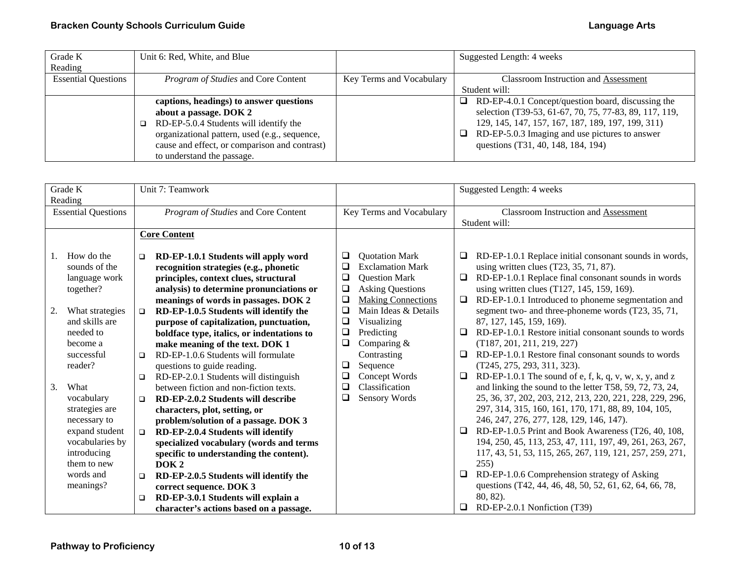| Grade K Reading | Unit 6: Red, White, and Blue | | Suggested Length: 4 weeks |
|---|---|---|---|
| Essential Questions | *Program of Studies* and Core Content | Key Terms and Vocabulary | Classroom Instruction and Assessment<br>Student will: |
| | **captions, headings) to answer questions about a passage. DOK 2**<br>❑ RD-EP-5.0.4 Students will identify the organizational pattern, used (e.g., sequence, cause and effect, or comparison and contrast) to understand the passage. | | ❑ RD-EP-4.0.1 Concept/question board, discussing the selection (T39-53, 61-67, 70, 75, 77-83, 89, 117, 119, 129, 145, 147, 157, 167, 187, 189, 197, 199, 311)<br>❑ RD-EP-5.0.3 Imaging and use pictures to answer questions (T31, 40, 148, 184, 194) |

| Grade K Reading | Unit 7: Teamwork | | Suggested Length: 4 weeks |
|---|---|---|---|
| Essential Questions | *Program of Studies* and Core Content | Key Terms and Vocabulary | Classroom Instruction and Assessment<br>Student will: |
| 1. How do the sounds of the language work together?<br><br>2. What strategies and skills are needed to become a successful reader?<br><br>3. What vocabulary strategies are necessary to expand student vocabularies by introducing them to new words and meanings? | **Core Content**<br><br>❑ **RD-EP-1.0.1 Students will apply word recognition strategies (e.g., phonetic principles, context clues, structural analysis) to determine pronunciations or meanings of words in passages. DOK 2**<br>❑ **RD-EP-1.0.5 Students will identify the purpose of capitalization, punctuation, boldface type, italics, or indentations to make meaning of the text. DOK 1**<br>❑ RD-EP-1.0.6 Students will formulate questions to guide reading.<br>❑ RD-EP-2.0.1 Students will distinguish between fiction and non-fiction texts.<br>❑ **RD-EP-2.0.2 Students will describe characters, plot, setting, or problem/solution of a passage. DOK 3**<br>❑ **RD-EP-2.0.4 Students will identify specialized vocabulary (words and terms specific to understanding the content). DOK 2**<br>❑ **RD-EP-2.0.5 Students will identify the correct sequence. DOK 3**<br>❑ **RD-EP-3.0.1 Students will explain a character's actions based on a passage.** | ❑ Quotation Mark<br>❑ Exclamation Mark<br>❑ Question Mark<br>❑ Asking Questions<br>❑ Making Connections<br>❑ Main Ideas & Details<br>❑ Visualizing<br>❑ Predicting<br>❑ Comparing & Contrasting<br>❑ Sequence<br>❑ Concept Words<br>❑ Classification<br>❑ Sensory Words | ❑ RD-EP-1.0.1 Replace initial consonant sounds in words, using written clues (T23, 35, 71, 87).<br>❑ RD-EP-1.0.1 Replace final consonant sounds in words using written clues (T127, 145, 159, 169).<br>❑ RD-EP-1.0.1 Introduced to phoneme segmentation and segment two- and three-phoneme words (T23, 35, 71, 87, 127, 145, 159, 169).<br>❑ RD-EP-1.0.1 Restore initial consonant sounds to words (T187, 201, 211, 219, 227)<br>❑ RD-EP-1.0.1 Restore final consonant sounds to words (T245, 275, 293, 311, 323).<br>❑ RD-EP-1.0.1 The sound of e, f, k, q, v, w, x, y, and z and linking the sound to the letter T58, 59, 72, 73, 24, 25, 36, 37, 202, 203, 212, 213, 220, 221, 228, 229, 296, 297, 314, 315, 160, 161, 170, 171, 88, 89, 104, 105, 246, 247, 276, 277, 128, 129, 146, 147).<br>❑ RD-EP-1.0.5 Print and Book Awareness (T26, 40, 108, 194, 250, 45, 113, 253, 47, 111, 197, 49, 261, 263, 267, 117, 43, 51, 53, 115, 265, 267, 119, 121, 257, 259, 271, 255)<br>❑ RD-EP-1.0.6 Comprehension strategy of Asking questions (T42, 44, 46, 48, 50, 52, 61, 62, 64, 66, 78, 80, 82).<br>❑ RD-EP-2.0.1 Nonfiction (T39) |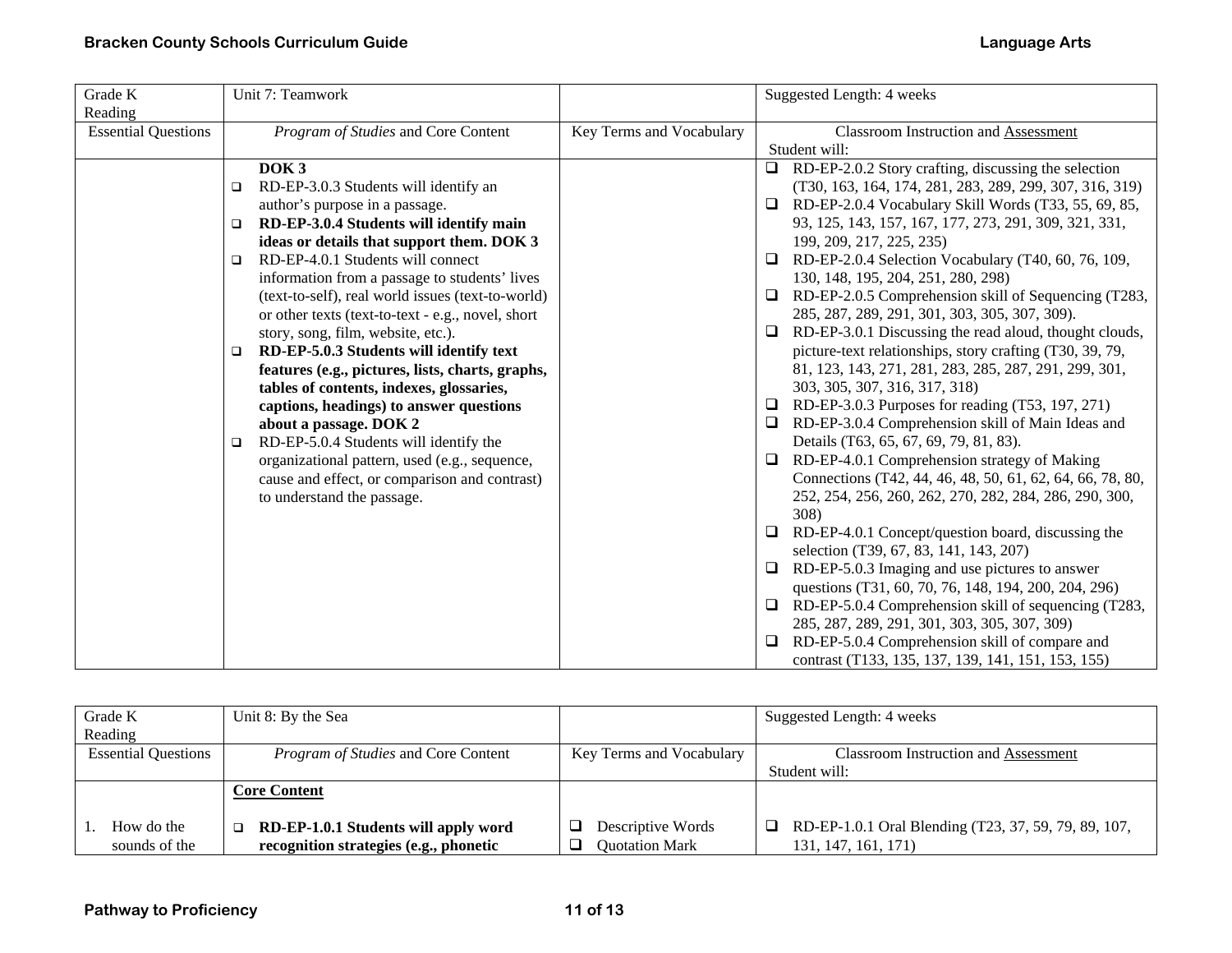| Grade K Reading | Unit 7: Teamwork | | Suggested Length: 4 weeks |
|---|---|---|---|
| Essential Questions | *Program of Studies* and Core Content | Key Terms and Vocabulary | Classroom Instruction and Assessment<br>Student will: |
| | **DOK 3**<br>❑ RD-EP-3.0.3 Students will identify an author's purpose in a passage.<br>❑ **RD-EP-3.0.4 Students will identify main ideas or details that support them. DOK 3**<br>❑ RD-EP-4.0.1 Students will connect information from a passage to students' lives (text-to-self), real world issues (text-to-world) or other texts (text-to-text - e.g., novel, short story, song, film, website, etc.).<br>❑ **RD-EP-5.0.3 Students will identify text features (e.g., pictures, lists, charts, graphs, tables of contents, indexes, glossaries, captions, headings) to answer questions about a passage. DOK 2**<br>❑ RD-EP-5.0.4 Students will identify the organizational pattern, used (e.g., sequence, cause and effect, or comparison and contrast) to understand the passage. | | ❑ RD-EP-2.0.2 Story crafting, discussing the selection (T30, 163, 164, 174, 281, 283, 289, 299, 307, 316, 319)<br>❑ RD-EP-2.0.4 Vocabulary Skill Words (T33, 55, 69, 85, 93, 125, 143, 157, 167, 177, 273, 291, 309, 321, 331, 199, 209, 217, 225, 235)<br>❑ RD-EP-2.0.4 Selection Vocabulary (T40, 60, 76, 109, 130, 148, 195, 204, 251, 280, 298)<br>❑ RD-EP-2.0.5 Comprehension skill of Sequencing (T283, 285, 287, 289, 291, 301, 303, 305, 307, 309).<br>❑ RD-EP-3.0.1 Discussing the read aloud, thought clouds, picture-text relationships, story crafting (T30, 39, 79, 81, 123, 143, 271, 281, 283, 285, 287, 291, 299, 301, 303, 305, 307, 316, 317, 318)<br>❑ RD-EP-3.0.3 Purposes for reading (T53, 197, 271)<br>❑ RD-EP-3.0.4 Comprehension skill of Main Ideas and Details (T63, 65, 67, 69, 79, 81, 83).<br>❑ RD-EP-4.0.1 Comprehension strategy of Making Connections (T42, 44, 46, 48, 50, 61, 62, 64, 66, 78, 80, 252, 254, 256, 260, 262, 270, 282, 284, 286, 290, 300, 308)<br>❑ RD-EP-4.0.1 Concept/question board, discussing the selection (T39, 67, 83, 141, 143, 207)<br>❑ RD-EP-5.0.3 Imaging and use pictures to answer questions (T31, 60, 70, 76, 148, 194, 200, 204, 296)<br>❑ RD-EP-5.0.4 Comprehension skill of sequencing (T283, 285, 287, 289, 291, 301, 303, 305, 307, 309)<br>❑ RD-EP-5.0.4 Comprehension skill of compare and contrast (T133, 135, 137, 139, 141, 151, 153, 155) |

| Grade K Reading | Unit 8: By the Sea | | Suggested Length: 4 weeks |
|---|---|---|---|
| Essential Questions | *Program of Studies* and Core Content | Key Terms and Vocabulary | Classroom Instruction and Assessment<br>Student will: |
| 1. How do the sounds of the | **Core Content**<br><br>❑ **RD-EP-1.0.1 Students will apply word recognition strategies (e.g., phonetic** | ❑ Descriptive Words<br>❑ Quotation Mark | ❑ RD-EP-1.0.1 Oral Blending (T23, 37, 59, 79, 89, 107, 131, 147, 161, 171) |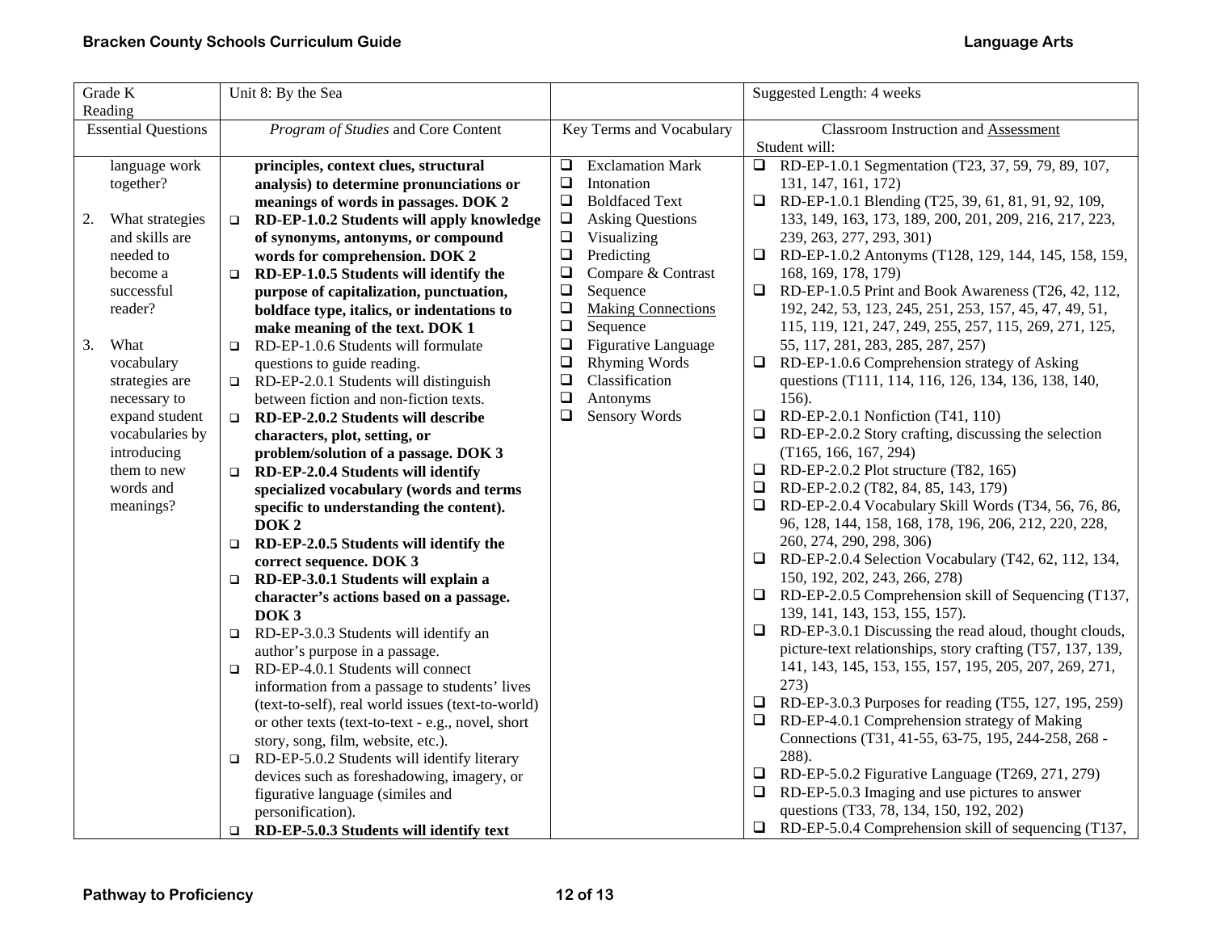| Grade K<br>Reading | Unit 8: By the Sea | | Suggested Length: 4 weeks |
|---|---|---|---|
| Essential Questions | *Program of Studies* and Core Content | Key Terms and Vocabulary | Classroom Instruction and Assessment<br>Student will: |
| language work together?<br><br>2. What strategies and skills are needed to become a successful reader?<br><br>3. What vocabulary strategies are necessary to expand student vocabularies by introducing them to new words and meanings? | **principles, context clues, structural analysis) to determine pronunciations or meanings of words in passages. DOK 2**<br>❑ **RD-EP-1.0.2 Students will apply knowledge of synonyms, antonyms, or compound words for comprehension. DOK 2**<br>❑ **RD-EP-1.0.5 Students will identify the purpose of capitalization, punctuation, boldface type, italics, or indentations to make meaning of the text. DOK 1**<br>❑ RD-EP-1.0.6 Students will formulate questions to guide reading.<br>❑ RD-EP-2.0.1 Students will distinguish between fiction and non-fiction texts.<br>❑ **RD-EP-2.0.2 Students will describe characters, plot, setting, or problem/solution of a passage. DOK 3**<br>❑ **RD-EP-2.0.4 Students will identify specialized vocabulary (words and terms specific to understanding the content). DOK 2**<br>❑ **RD-EP-2.0.5 Students will identify the correct sequence. DOK 3**<br>❑ **RD-EP-3.0.1 Students will explain a character's actions based on a passage. DOK 3**<br>❑ RD-EP-3.0.3 Students will identify an author's purpose in a passage.<br>❑ RD-EP-4.0.1 Students will connect information from a passage to students' lives (text-to-self), real world issues (text-to-world) or other texts (text-to-text - e.g., novel, short story, song, film, website, etc.).<br>❑ RD-EP-5.0.2 Students will identify literary devices such as foreshadowing, imagery, or figurative language (similes and personification).<br>❑ **RD-EP-5.0.3 Students will identify text** | ❑ Exclamation Mark<br>❑ Intonation<br>❑ Boldfaced Text<br>❑ Asking Questions<br>❑ Visualizing<br>❑ Predicting<br>❑ Compare & Contrast<br>❑ Sequence<br>❑ <u>Making Connections</u><br>❑ Sequence<br>❑ Figurative Language<br>❑ Rhyming Words<br>❑ Classification<br>❑ Antonyms<br>❑ Sensory Words | ❑ RD-EP-1.0.1 Segmentation (T23, 37, 59, 79, 89, 107, 131, 147, 161, 172)<br>❑ RD-EP-1.0.1 Blending (T25, 39, 61, 81, 91, 92, 109, 133, 149, 163, 173, 189, 200, 201, 209, 216, 217, 223, 239, 263, 277, 293, 301)<br>❑ RD-EP-1.0.2 Antonyms (T128, 129, 144, 145, 158, 159, 168, 169, 178, 179)<br>❑ RD-EP-1.0.5 Print and Book Awareness (T26, 42, 112, 192, 242, 53, 123, 245, 251, 253, 157, 45, 47, 49, 51, 115, 119, 121, 247, 249, 255, 257, 115, 269, 271, 125, 55, 117, 281, 283, 285, 287, 257)<br>❑ RD-EP-1.0.6 Comprehension strategy of Asking questions (T111, 114, 116, 126, 134, 136, 138, 140, 156).<br>❑ RD-EP-2.0.1 Nonfiction (T41, 110)<br>❑ RD-EP-2.0.2 Story crafting, discussing the selection (T165, 166, 167, 294)<br>❑ RD-EP-2.0.2 Plot structure (T82, 165)<br>❑ RD-EP-2.0.2 (T82, 84, 85, 143, 179)<br>❑ RD-EP-2.0.4 Vocabulary Skill Words (T34, 56, 76, 86, 96, 128, 144, 158, 168, 178, 196, 206, 212, 220, 228, 260, 274, 290, 298, 306)<br>❑ RD-EP-2.0.4 Selection Vocabulary (T42, 62, 112, 134, 150, 192, 202, 243, 266, 278)<br>❑ RD-EP-2.0.5 Comprehension skill of Sequencing (T137, 139, 141, 143, 153, 155, 157).<br>❑ RD-EP-3.0.1 Discussing the read aloud, thought clouds, picture-text relationships, story crafting (T57, 137, 139, 141, 143, 145, 153, 155, 157, 195, 205, 207, 269, 271, 273)<br>❑ RD-EP-3.0.3 Purposes for reading (T55, 127, 195, 259)<br>❑ RD-EP-4.0.1 Comprehension strategy of Making Connections (T31, 41-55, 63-75, 195, 244-258, 268 - 288).<br>❑ RD-EP-5.0.2 Figurative Language (T269, 271, 279)<br>❑ RD-EP-5.0.3 Imaging and use pictures to answer questions (T33, 78, 134, 150, 192, 202)<br>❑ RD-EP-5.0.4 Comprehension skill of sequencing (T137, |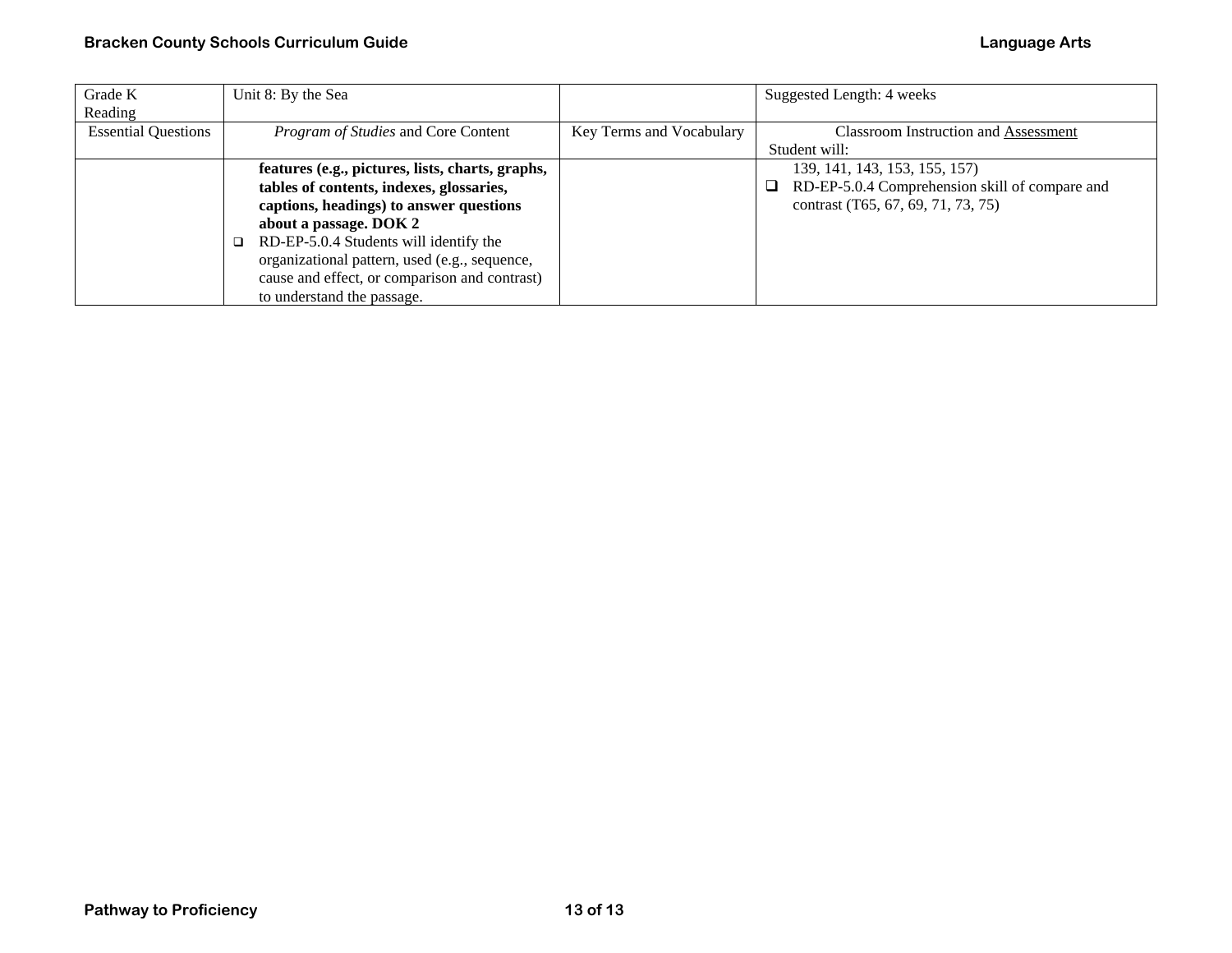| Grade K Reading | Unit 8: By the Sea | | Suggested Length: 4 weeks |
|---|---|---|---|
| Essential Questions | *Program of Studies* and Core Content | Key Terms and Vocabulary | Classroom Instruction and Assessment<br>Student will: |
| | **features (e.g., pictures, lists, charts, graphs, tables of contents, indexes, glossaries, captions, headings) to answer questions about a passage. DOK 2**<br>❑ RD-EP-5.0.4 Students will identify the organizational pattern, used (e.g., sequence, cause and effect, or comparison and contrast) to understand the passage. | | 139, 141, 143, 153, 155, 157)<br>❑ RD-EP-5.0.4 Comprehension skill of compare and contrast (T65, 67, 69, 71, 73, 75) |